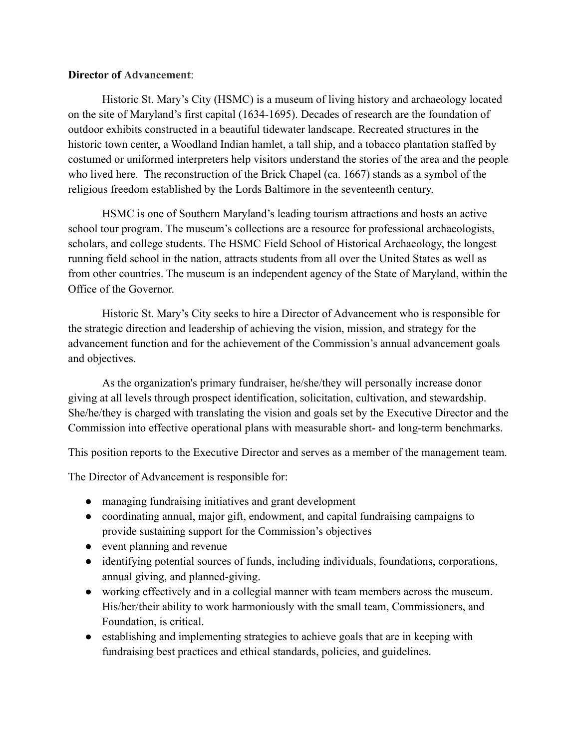**Director of Advancement**:

Historic St. Mary's City (HSMC) is a museum of living history and archaeology located on the site of Maryland's first capital (1634-1695). Decades of research are the foundation of outdoor exhibits constructed in a beautiful tidewater landscape. Recreated structures in the historic town center, a Woodland Indian hamlet, a tall ship, and a tobacco plantation staffed by costumed or uniformed interpreters help visitors understand the stories of the area and the people who lived here. The reconstruction of the Brick Chapel (ca. 1667) stands as a symbol of the religious freedom established by the Lords Baltimore in the seventeenth century.

HSMC is one of Southern Maryland's leading tourism attractions and hosts an active school tour program. The museum's collections are a resource for professional archaeologists, scholars, and college students. The HSMC Field School of Historical Archaeology, the longest running field school in the nation, attracts students from all over the United States as well as from other countries. The museum is an independent agency of the State of Maryland, within the Office of the Governor.

Historic St. Mary's City seeks to hire a Director of Advancement who is responsible for the strategic direction and leadership of achieving the vision, mission, and strategy for the advancement function and for the achievement of the Commission's annual advancement goals and objectives.

As the organization's primary fundraiser, he/she/they will personally increase donor giving at all levels through prospect identification, solicitation, cultivation, and stewardship. She/he/they is charged with translating the vision and goals set by the Executive Director and the Commission into effective operational plans with measurable short- and long-term benchmarks.

This position reports to the Executive Director and serves as a member of the management team.

The Director of Advancement is responsible for:

- managing fundraising initiatives and grant development
- coordinating annual, major gift, endowment, and capital fundraising campaigns to provide sustaining support for the Commission's objectives
- event planning and revenue
- identifying potential sources of funds, including individuals, foundations, corporations, annual giving, and planned-giving.
- working effectively and in a collegial manner with team members across the museum. His/her/their ability to work harmoniously with the small team, Commissioners, and Foundation, is critical.
- establishing and implementing strategies to achieve goals that are in keeping with fundraising best practices and ethical standards, policies, and guidelines.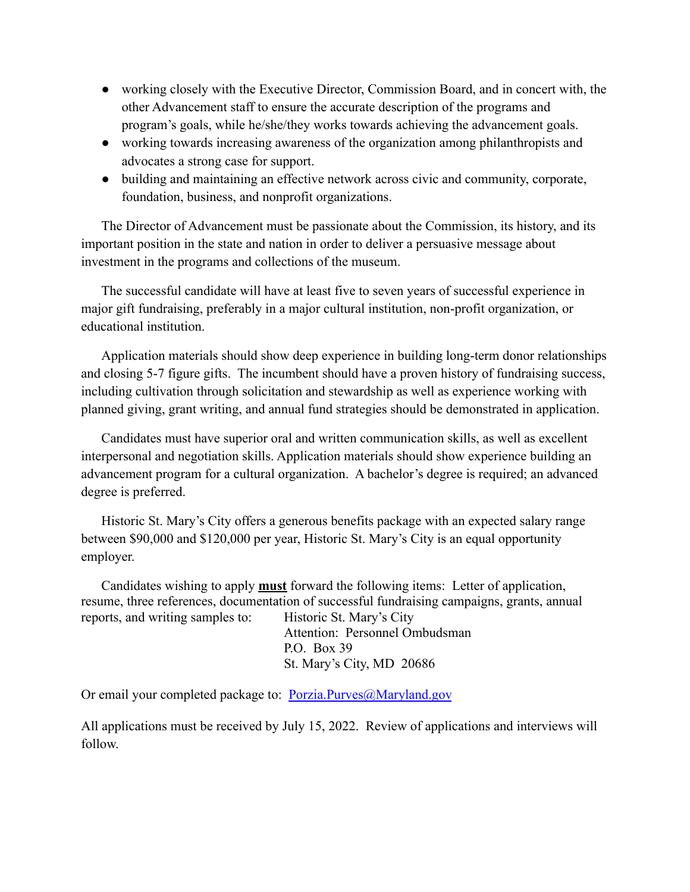- working closely with the Executive Director, Commission Board, and in concert with, the other Advancement staff to ensure the accurate description of the programs and program's goals, while he/she/they works towards achieving the advancement goals.
- working towards increasing awareness of the organization among philanthropists and advocates a strong case for support.
- building and maintaining an effective network across civic and community, corporate, foundation, business, and nonprofit organizations.

The Director of Advancement must be passionate about the Commission, its history, and its important position in the state and nation in order to deliver a persuasive message about investment in the programs and collections of the museum.

The successful candidate will have at least five to seven years of successful experience in major gift fundraising, preferably in a major cultural institution, non-profit organization, or educational institution.

Application materials should show deep experience in building long-term donor relationships and closing 5-7 figure gifts. The incumbent should have a proven history of fundraising success, including cultivation through solicitation and stewardship as well as experience working with planned giving, grant writing, and annual fund strategies should be demonstrated in application.

Candidates must have superior oral and written communication skills, as well as excellent interpersonal and negotiation skills. Application materials should show experience building an advancement program for a cultural organization. A bachelor's degree is required; an advanced degree is preferred.

Historic St. Mary's City offers a generous benefits package with an expected salary range between $90,000 and $120,000 per year, Historic St. Mary's City is an equal opportunity employer.

Candidates wishing to apply **must** forward the following items: Letter of application, resume, three references, documentation of successful fundraising campaigns, grants, annual reports, and writing samples to:

Historic St. Mary's City
Attention: Personnel Ombudsman
P.O. Box 39
St. Mary's City, MD 20686

Or email your completed package to: Porzia.Purves@Maryland.gov

All applications must be received by July 15, 2022. Review of applications and interviews will follow.